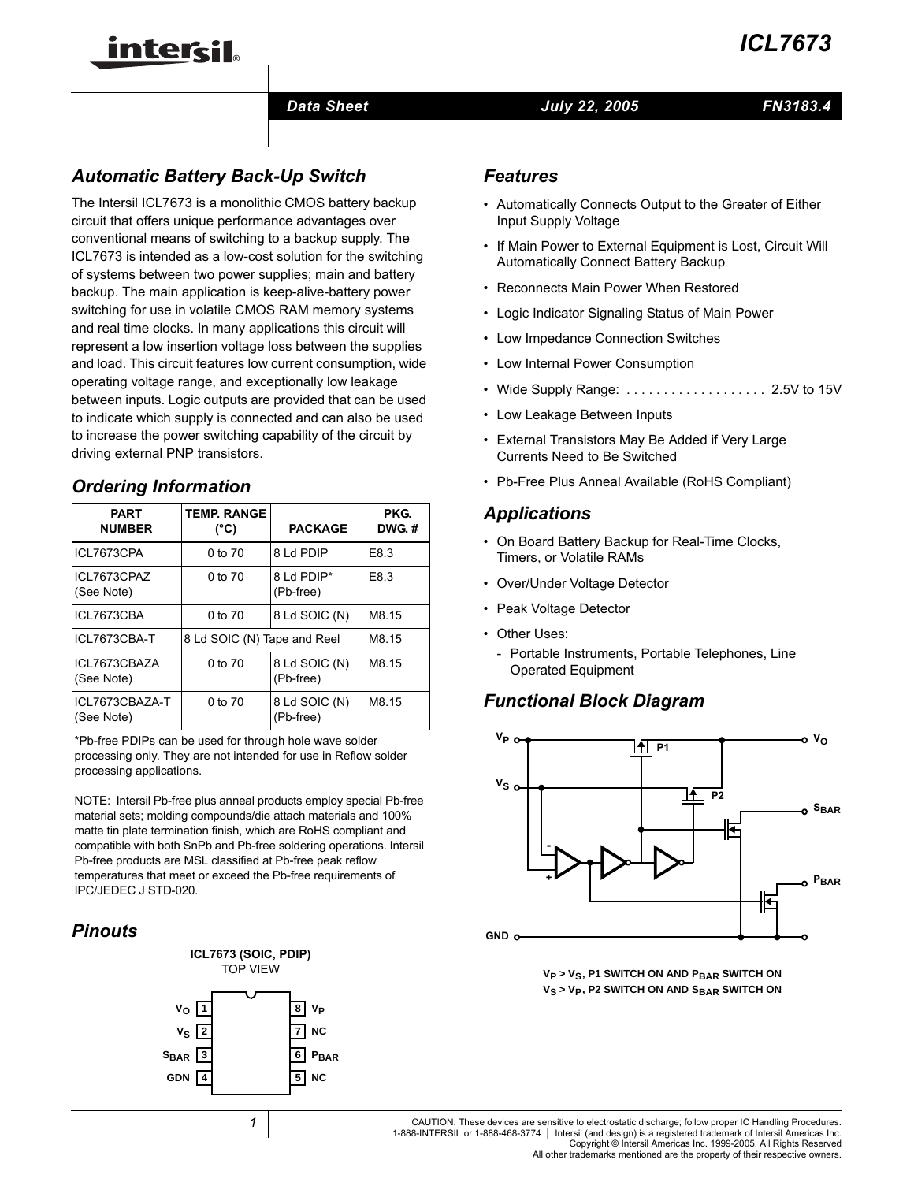# ICL7673

Data Sheet July 22, 2005 FN3183.4

## Automatic Battery Back-Up Switch

The Intersil ICL7673 is a monolithic CMOS battery backup circuit that offers unique performance advantages over conventional means of switching to a backup supply. The ICL7673 is intended as a low-cost solution for the switching of systems between two power supplies; main and battery backup. The main application is keep-alive-battery power switching for use in volatile CMOS RAM memory systems and real time clocks. In many applications this circuit will represent a low insertion voltage loss between the supplies and load. This circuit features low current consumption, wide operating voltage range, and exceptionally low leakage between inputs. Logic outputs are provided that can be used to indicate which supply is connected and can also be used to increase the power switching capability of the circuit by driving external PNP transistors.

## Ordering Information

| PART NUMBER | TEMP. RANGE (°C) | PACKAGE | PKG. DWG. # |
|---|---|---|---|
| ICL7673CPA | 0 to 70 | 8 Ld PDIP | E8.3 |
| ICL7673CPAZ (See Note) | 0 to 70 | 8 Ld PDIP* (Pb-free) | E8.3 |
| ICL7673CBA | 0 to 70 | 8 Ld SOIC (N) | M8.15 |
| ICL7673CBA-T | 8 Ld SOIC (N) Tape and Reel | | M8.15 |
| ICL7673CBAZA (See Note) | 0 to 70 | 8 Ld SOIC (N) (Pb-free) | M8.15 |
| ICL7673CBAZA-T (See Note) | 0 to 70 | 8 Ld SOIC (N) (Pb-free) | M8.15 |

*Pb-free PDIPs can be used for through hole wave solder processing only. They are not intended for use in Reflow solder processing applications.

NOTE: Intersil Pb-free plus anneal products employ special Pb-free material sets; molding compounds/die attach materials and 100% matte tin plate termination finish, which are RoHS compliant and compatible with both SnPb and Pb-free soldering operations. Intersil Pb-free products are MSL classified at Pb-free peak reflow temperatures that meet or exceed the Pb-free requirements of IPC/JEDEC J STD-020.

## Features

- Automatically Connects Output to the Greater of Either Input Supply Voltage
- If Main Power to External Equipment is Lost, Circuit Will Automatically Connect Battery Backup
- Reconnects Main Power When Restored
- Logic Indicator Signaling Status of Main Power
- Low Impedance Connection Switches
- Low Internal Power Consumption
- Wide Supply Range: . . . . . . . . . . . . . . . . . . . 2.5V to 15V
- Low Leakage Between Inputs
- External Transistors May Be Added if Very Large Currents Need to Be Switched
- Pb-Free Plus Anneal Available (RoHS Compliant)

## Applications

- On Board Battery Backup for Real-Time Clocks, Timers, or Volatile RAMs
- Over/Under Voltage Detector
- Peak Voltage Detector
- Other Uses:
  - Portable Instruments, Portable Telephones, Line Operated Equipment

## Functional Block Diagram

$V_P$ $V_S$ P1 P2 $V_O$ $S_{BAR}$ $P_{BAR}$ GND

$V_P > V_S$, P1 SWITCH ON AND $P_{BAR}$ SWITCH ON
$V_S > V_P$, P2 SWITCH ON AND $S_{BAR}$ SWITCH ON

## Pinouts

**ICL7673 (SOIC, PDIP)**
TOP VIEW

| Pin | Name | Pin | Name |
|---|---|---|---|
| 1 | $V_O$ | 8 | $V_P$ |
| 2 | $V_S$ | 7 | NC |
| 3 | $S_{BAR}$ | 6 | $P_{BAR}$ |
| 4 | GDN | 5 | NC |

CAUTION: These devices are sensitive to electrostatic discharge; follow proper IC Handling Procedures.
1-888-INTERSIL or 1-888-468-3774 | Intersil (and design) is a registered trademark of Intersil Americas Inc.
Copyright © Intersil Americas Inc. 1999-2005. All Rights Reserved
All other trademarks mentioned are the property of their respective owners.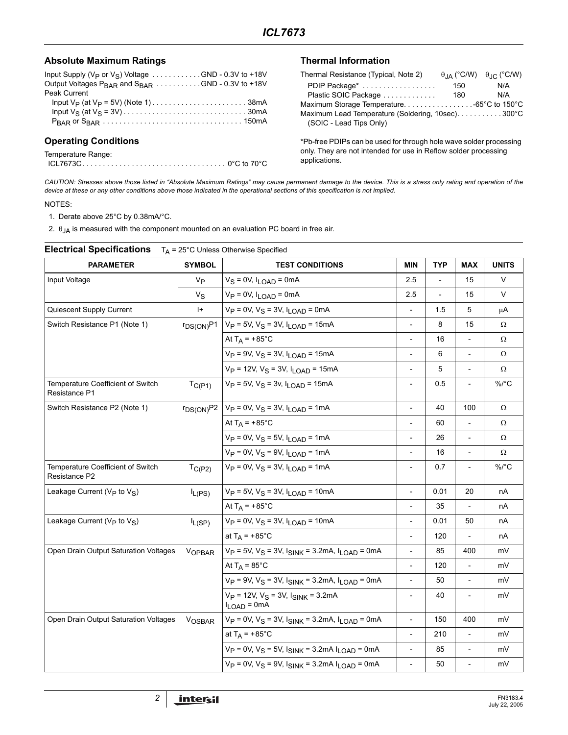## Absolute Maximum Ratings

Input Supply ($V_P$ or $V_S$) Voltage . . . . . . . . . . . . GND - 0.3V to +18V
Output Voltages $P_{BAR}$ and $S_{BAR}$ . . . . . . . . . . . GND - 0.3V to +18V
Peak Current
Input $V_P$ (at $V_P$ = 5V) (Note 1) . . . . . . . . . . . . . . . . . . . . . . . 38mA
Input $V_S$ (at $V_S$ = 3V) . . . . . . . . . . . . . . . . . . . . . . . . . . . . . . 30mA
$P_{BAR}$ or $S_{BAR}$ . . . . . . . . . . . . . . . . . . . . . . . . . . . . . . . . . . 150mA

## Operating Conditions

Temperature Range:
ICL7673C. . . . . . . . . . . . . . . . . . . . . . . . . . . . . . . . . . . 0°C to 70°C

## Thermal Information

| Thermal Resistance (Typical, Note 2) | $\theta_{JA}$ (°C/W) | $\theta_{JC}$ (°C/W) |
|---|---|---|
| PDIP Package* | 150 | N/A |
| Plastic SOIC Package | 180 | N/A |

Maximum Storage Temperature. . . . . . . . . . . . . . . . . -65°C to 150°C
Maximum Lead Temperature (Soldering, 10sec). . . . . . . . . . . 300°C
(SOIC - Lead Tips Only)

*Pb-free PDIPs can be used for through hole wave solder processing only. They are not intended for use in Reflow solder processing applications.

*CAUTION: Stresses above those listed in "Absolute Maximum Ratings" may cause permanent damage to the device. This is a stress only rating and operation of the device at these or any other conditions above those indicated in the operational sections of this specification is not implied.*

NOTES:

1. Derate above 25°C by 0.38mA/°C.
2. $\theta_{JA}$ is measured with the component mounted on an evaluation PC board in free air.

## Electrical Specifications

$T_A$ = 25°C Unless Otherwise Specified

| PARAMETER | SYMBOL | TEST CONDITIONS | MIN | TYP | MAX | UNITS |
|---|---|---|---|---|---|---|
| Input Voltage | $V_P$ | $V_S$ = 0V, $I_{LOAD}$ = 0mA | 2.5 | - | 15 | V |
| | $V_S$ | $V_P$ = 0V, $I_{LOAD}$ = 0mA | 2.5 | - | 15 | V |
| Quiescent Supply Current | I+ | $V_P$ = 0V, $V_S$ = 3V, $I_{LOAD}$ = 0mA | - | 1.5 | 5 | μA |
| Switch Resistance P1 (Note 1) | $r_{DS(ON)}P1$ | $V_P$ = 5V, $V_S$ = 3V, $I_{LOAD}$ = 15mA | - | 8 | 15 | Ω |
| | | At $T_A$ = +85°C | - | 16 | - | Ω |
| | | $V_P$ = 9V, $V_S$ = 3V, $I_{LOAD}$ = 15mA | - | 6 | - | Ω |
| | | $V_P$ = 12V, $V_S$ = 3V, $I_{LOAD}$ = 15mA | - | 5 | - | Ω |
| Temperature Coefficient of Switch Resistance P1 | $T_{C(P1)}$ | $V_P$ = 5V, $V_S$ = 3v, $I_{LOAD}$ = 15mA | - | 0.5 | - | %/°C |
| Switch Resistance P2 (Note 1) | $r_{DS(ON)}P2$ | $V_P$ = 0V, $V_S$ = 3V, $I_{LOAD}$ = 1mA | - | 40 | 100 | Ω |
| | | At $T_A$ = +85°C | - | 60 | - | Ω |
| | | $V_P$ = 0V, $V_S$ = 5V, $I_{LOAD}$ = 1mA | - | 26 | - | Ω |
| | | $V_P$ = 0V, $V_S$ = 9V, $I_{LOAD}$ = 1mA | - | 16 | - | Ω |
| Temperature Coefficient of Switch Resistance P2 | $T_{C(P2)}$ | $V_P$ = 0V, $V_S$ = 3V, $I_{LOAD}$ = 1mA | - | 0.7 | - | %/°C |
| Leakage Current ($V_P$ to $V_S$) | $I_{L(PS)}$ | $V_P$ = 5V, $V_S$ = 3V, $I_{LOAD}$ = 10mA | - | 0.01 | 20 | nA |
| | | At $T_A$ = +85°C | - | 35 | - | nA |
| Leakage Current ($V_P$ to $V_S$) | $I_{L(SP)}$ | $V_P$ = 0V, $V_S$ = 3V, $I_{LOAD}$ = 10mA | - | 0.01 | 50 | nA |
| | | at $T_A$ = +85°C | - | 120 | - | nA |
| Open Drain Output Saturation Voltages | $V_{OPBAR}$ | $V_P$ = 5V, $V_S$ = 3V, $I_{SINK}$ = 3.2mA, $I_{LOAD}$ = 0mA | - | 85 | 400 | mV |
| | | At $T_A$ = 85°C | - | 120 | - | mV |
| | | $V_P$ = 9V, $V_S$ = 3V, $I_{SINK}$ = 3.2mA, $I_{LOAD}$ = 0mA | - | 50 | - | mV |
| | | $V_P$ = 12V, $V_S$ = 3V, $I_{SINK}$ = 3.2mA $I_{LOAD}$ = 0mA | - | 40 | - | mV |
| Open Drain Output Saturation Voltages | $V_{OSBAR}$ | $V_P$ = 0V, $V_S$ = 3V, $I_{SINK}$ = 3.2mA, $I_{LOAD}$ = 0mA | - | 150 | 400 | mV |
| | | at $T_A$ = +85°C | - | 210 | - | mV |
| | | $V_P$ = 0V, $V_S$ = 5V, $I_{SINK}$ = 3.2mA $I_{LOAD}$ = 0mA | - | 85 | - | mV |
| | | $V_P$ = 0V, $V_S$ = 9V, $I_{SINK}$ = 3.2mA $I_{LOAD}$ = 0mA | - | 50 | - | mV |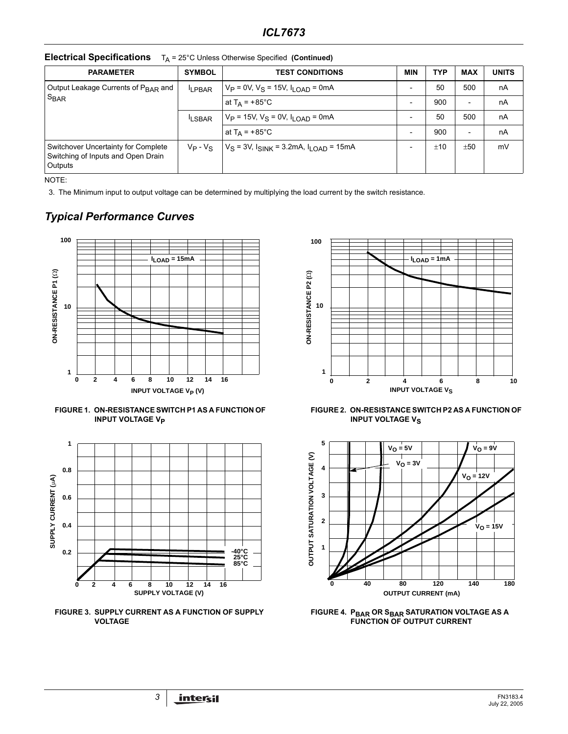## Electrical Specifications $T_A$ = 25°C Unless Otherwise Specified **(Continued)**

| PARAMETER | SYMBOL | TEST CONDITIONS | MIN | TYP | MAX | UNITS |
|---|---|---|---|---|---|---|
| Output Leakage Currents of $P_{BAR}$ and $S_{BAR}$ | $I_{LPBAR}$ | $V_P$ = 0V, $V_S$ = 15V, $I_{LOAD}$ = 0mA | - | 50 | 500 | nA |
| | | at $T_A$ = +85°C | - | 900 | - | nA |
| | $I_{LSBAR}$ | $V_P$ = 15V, $V_S$ = 0V, $I_{LOAD}$ = 0mA | - | 50 | 500 | nA |
| | | at $T_A$ = +85°C | - | 900 | - | nA |
| Switchover Uncertainty for Complete Switching of Inputs and Open Drain Outputs | $V_P$ - $V_S$ | $V_S$ = 3V, $I_{SINK}$ = 3.2mA, $I_{LOAD}$ = 15mA | - | ±10 | ±50 | mV |

NOTE:

3. The Minimum input to output voltage can be determined by multiplying the load current by the switch resistance.

## Typical Performance Curves

FIGURE 1. ON-RESISTANCE SWITCH P1 AS A FUNCTION OF INPUT VOLTAGE $V_P$

FIGURE 2. ON-RESISTANCE SWITCH P2 AS A FUNCTION OF INPUT VOLTAGE $V_S$

FIGURE 3. SUPPLY CURRENT AS A FUNCTION OF SUPPLY VOLTAGE

FIGURE 4. $P_{BAR}$ OR $S_{BAR}$ SATURATION VOLTAGE AS A FUNCTION OF OUTPUT CURRENT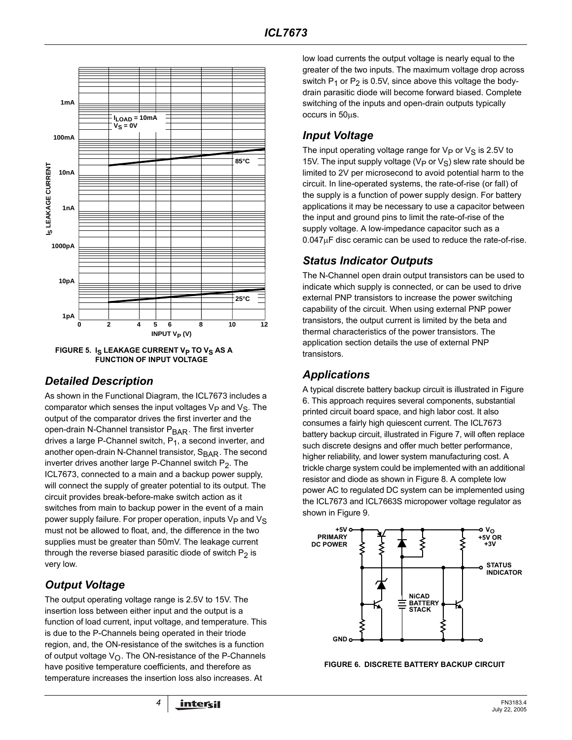FIGURE 5. $I_S$ LEAKAGE CURRENT $V_P$ TO $V_S$ AS A FUNCTION OF INPUT VOLTAGE

## Detailed Description

As shown in the Functional Diagram, the ICL7673 includes a comparator which senses the input voltages $V_P$ and $V_S$. The output of the comparator drives the first inverter and the open-drain N-Channel transistor $P_{BAR}$. The first inverter drives a large P-Channel switch, $P_1$, a second inverter, and another open-drain N-Channel transistor, $S_{BAR}$. The second inverter drives another large P-Channel switch $P_2$. The ICL7673, connected to a main and a backup power supply, will connect the supply of greater potential to its output. The circuit provides break-before-make switch action as it switches from main to backup power in the event of a main power supply failure. For proper operation, inputs $V_P$ and $V_S$ must not be allowed to float, and, the difference in the two supplies must be greater than 50mV. The leakage current through the reverse biased parasitic diode of switch $P_2$ is very low.

## Output Voltage

The output operating voltage range is 2.5V to 15V. The insertion loss between either input and the output is a function of load current, input voltage, and temperature. This is due to the P-Channels being operated in their triode region, and, the ON-resistance of the switches is a function of output voltage $V_O$. The ON-resistance of the P-Channels have positive temperature coefficients, and therefore as temperature increases the insertion loss also increases. At low load currents the output voltage is nearly equal to the greater of the two inputs. The maximum voltage drop across switch $P_1$ or $P_2$ is 0.5V, since above this voltage the body-drain parasitic diode will become forward biased. Complete switching of the inputs and open-drain outputs typically occurs in 50μs.

## Input Voltage

The input operating voltage range for $V_P$ or $V_S$ is 2.5V to 15V. The input supply voltage ($V_P$ or $V_S$) slew rate should be limited to 2V per microsecond to avoid potential harm to the circuit. In line-operated systems, the rate-of-rise (or fall) of the supply is a function of power supply design. For battery applications it may be necessary to use a capacitor between the input and ground pins to limit the rate-of-rise of the supply voltage. A low-impedance capacitor such as a 0.047μF disc ceramic can be used to reduce the rate-of-rise.

## Status Indicator Outputs

The N-Channel open drain output transistors can be used to indicate which supply is connected, or can be used to drive external PNP transistors to increase the power switching capability of the circuit. When using external PNP power transistors, the output current is limited by the beta and thermal characteristics of the power transistors. The application section details the use of external PNP transistors.

## Applications

A typical discrete battery backup circuit is illustrated in Figure 6. This approach requires several components, substantial printed circuit board space, and high labor cost. It also consumes a fairly high quiescent current. The ICL7673 battery backup circuit, illustrated in Figure 7, will often replace such discrete designs and offer much better performance, higher reliability, and lower system manufacturing cost. A trickle charge system could be implemented with an additional resistor and diode as shown in Figure 8. A complete low power AC to regulated DC system can be implemented using the ICL7673 and ICL7663S micropower voltage regulator as shown in Figure 9.

FIGURE 6. DISCRETE BATTERY BACKUP CIRCUIT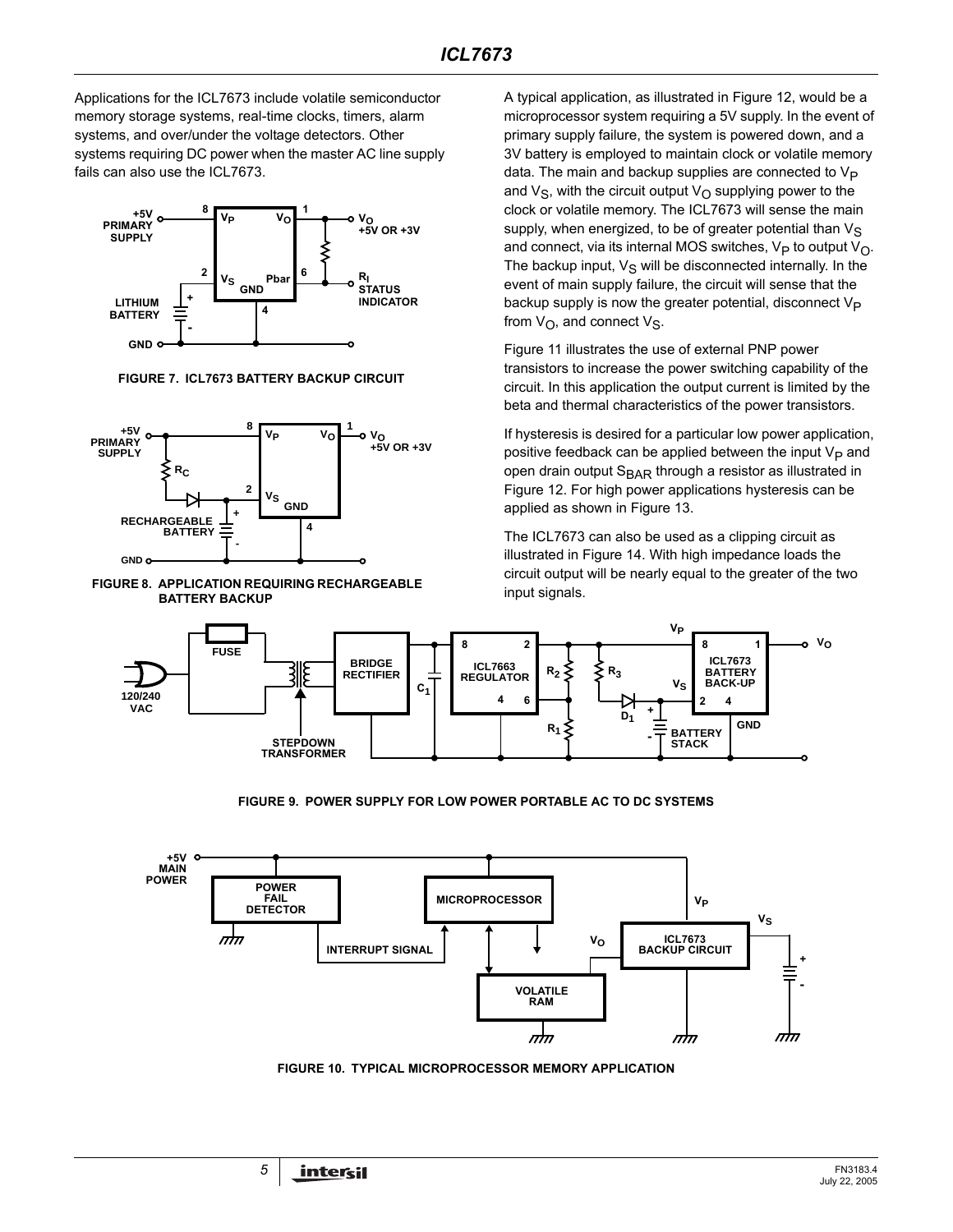Applications for the ICL7673 include volatile semiconductor memory storage systems, real-time clocks, timers, alarm systems, and over/under the voltage detectors. Other systems requiring DC power when the master AC line supply fails can also use the ICL7673.

FIGURE 7. ICL7673 BATTERY BACKUP CIRCUIT

FIGURE 8. APPLICATION REQUIRING RECHARGEABLE BATTERY BACKUP

A typical application, as illustrated in Figure 12, would be a microprocessor system requiring a 5V supply. In the event of primary supply failure, the system is powered down, and a 3V battery is employed to maintain clock or volatile memory data. The main and backup supplies are connected to $V_P$ and $V_S$, with the circuit output $V_O$ supplying power to the clock or volatile memory. The ICL7673 will sense the main supply, when energized, to be of greater potential than $V_S$ and connect, via its internal MOS switches, $V_P$ to output $V_O$. The backup input, $V_S$ will be disconnected internally. In the event of main supply failure, the circuit will sense that the backup supply is now the greater potential, disconnect $V_P$ from $V_O$, and connect $V_S$.

Figure 11 illustrates the use of external PNP power transistors to increase the power switching capability of the circuit. In this application the output current is limited by the beta and thermal characteristics of the power transistors.

If hysteresis is desired for a particular low power application, positive feedback can be applied between the input $V_P$ and open drain output $S_{BAR}$ through a resistor as illustrated in Figure 12. For high power applications hysteresis can be applied as shown in Figure 13.

The ICL7673 can also be used as a clipping circuit as illustrated in Figure 14. With high impedance loads the circuit output will be nearly equal to the greater of the two input signals.

FIGURE 9. POWER SUPPLY FOR LOW POWER PORTABLE AC TO DC SYSTEMS

FIGURE 10. TYPICAL MICROPROCESSOR MEMORY APPLICATION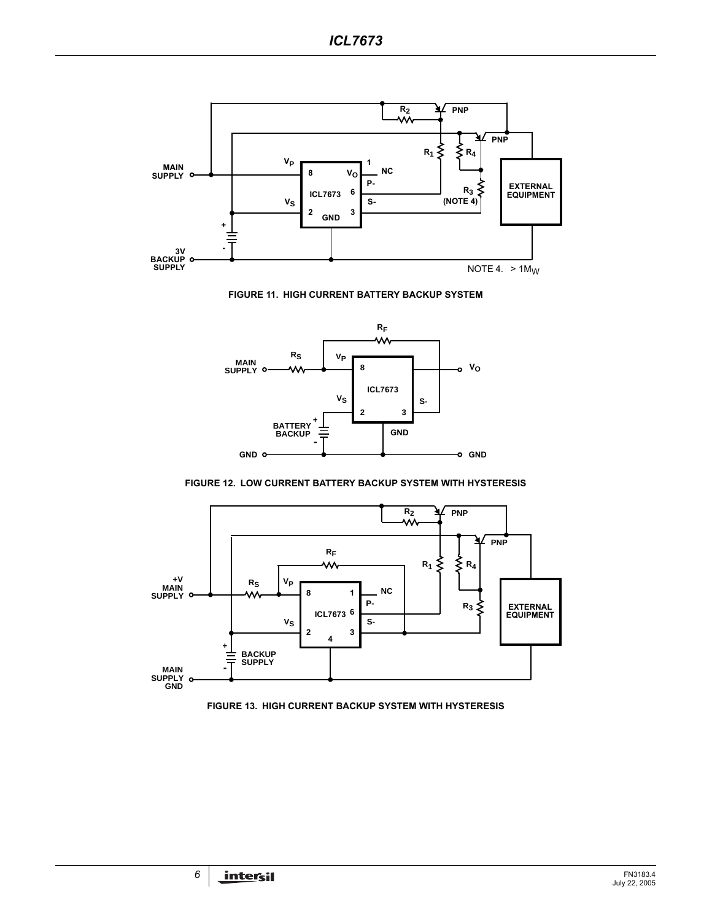NOTE 4. > 1MΩ

FIGURE 11. HIGH CURRENT BATTERY BACKUP SYSTEM

FIGURE 12. LOW CURRENT BATTERY BACKUP SYSTEM WITH HYSTERESIS

FIGURE 13. HIGH CURRENT BACKUP SYSTEM WITH HYSTERESIS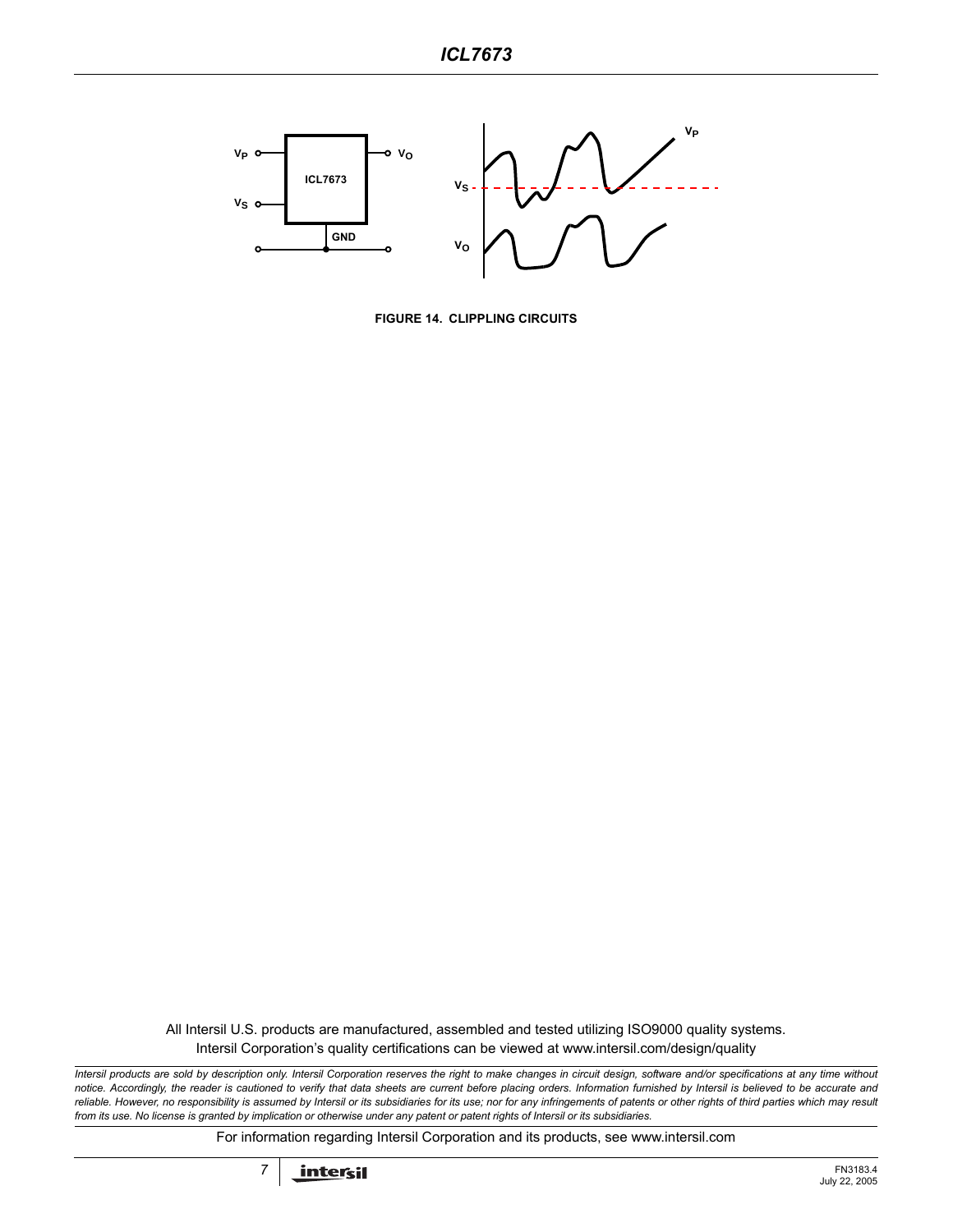$V_P$

$V_S$

ICL7673

$V_O$

GND

$V_P$

$V_S$

$V_O$

FIGURE 14. CLIPPLING CIRCUITS

All Intersil U.S. products are manufactured, assembled and tested utilizing ISO9000 quality systems.
Intersil Corporation's quality certifications can be viewed at www.intersil.com/design/quality

*Intersil products are sold by description only. Intersil Corporation reserves the right to make changes in circuit design, software and/or specifications at any time without notice. Accordingly, the reader is cautioned to verify that data sheets are current before placing orders. Information furnished by Intersil is believed to be accurate and reliable. However, no responsibility is assumed by Intersil or its subsidiaries for its use; nor for any infringements of patents or other rights of third parties which may result from its use. No license is granted by implication or otherwise under any patent or patent rights of Intersil or its subsidiaries.*

For information regarding Intersil Corporation and its products, see www.intersil.com